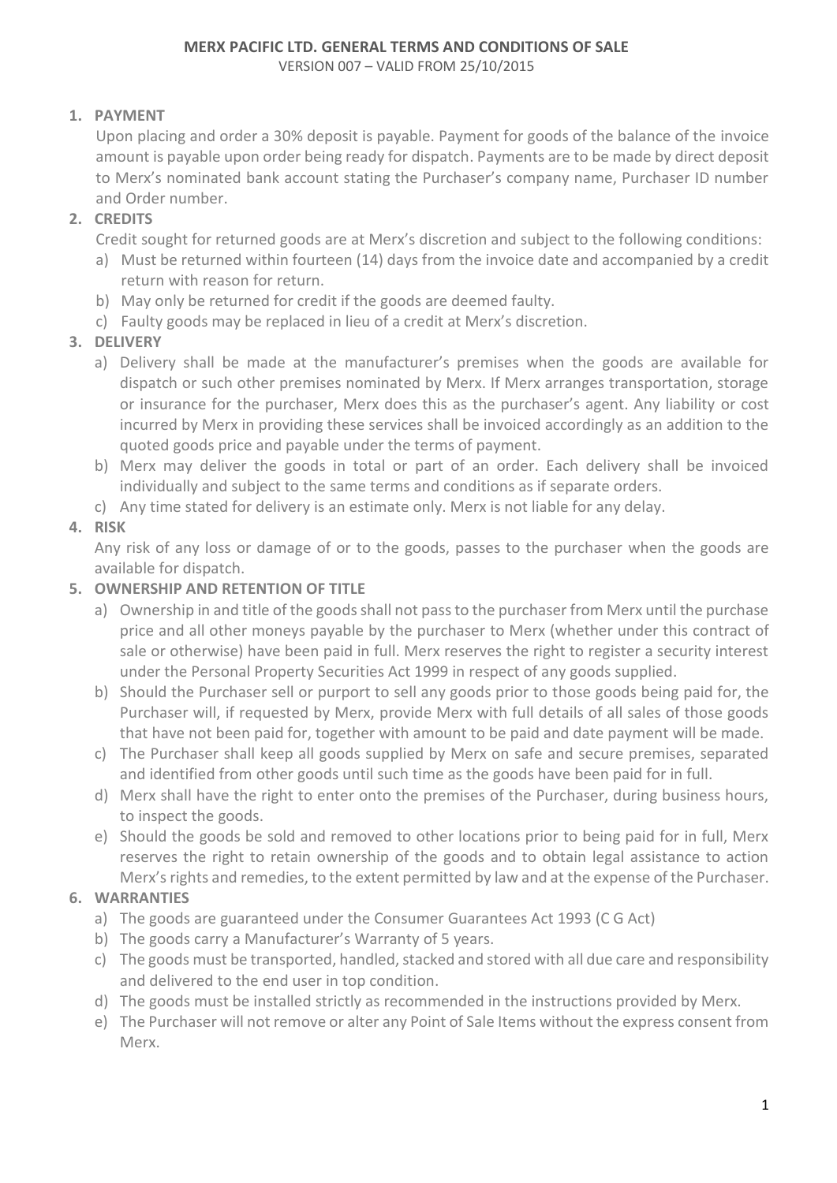# MERX PACIFIC LTD. GENERAL TERMS AND CONDITIONS OF SALE

VERSION 007 – VALID FROM 25/10/2015

## 1. PAYMENT

Upon placing and order a 30% deposit is payable. Payment for goods of the balance of the invoice amount is payable upon order being ready for dispatch. Payments are to be made by direct deposit to Merx's nominated bank account stating the Purchaser's company name, Purchaser ID number and Order number.

## 2. CREDITS

Credit sought for returned goods are at Merx's discretion and subject to the following conditions:

a) Must be returned within fourteen (14) days from the invoice date and accompanied by a credit return with reason for return.

b) May only be returned for credit if the goods are deemed faulty.

c) Faulty goods may be replaced in lieu of a credit at Merx's discretion.

## 3. DELIVERY

a) Delivery shall be made at the manufacturer's premises when the goods are available for dispatch or such other premises nominated by Merx. If Merx arranges transportation, storage or insurance for the purchaser, Merx does this as the purchaser's agent. Any liability or cost incurred by Merx in providing these services shall be invoiced accordingly as an addition to the quoted goods price and payable under the terms of payment.

b) Merx may deliver the goods in total or part of an order. Each delivery shall be invoiced individually and subject to the same terms and conditions as if separate orders.

c) Any time stated for delivery is an estimate only. Merx is not liable for any delay.

## 4. RISK

Any risk of any loss or damage of or to the goods, passes to the purchaser when the goods are available for dispatch.

## 5. OWNERSHIP AND RETENTION OF TITLE

a) Ownership in and title of the goods shall not pass to the purchaser from Merx until the purchase price and all other moneys payable by the purchaser to Merx (whether under this contract of sale or otherwise) have been paid in full. Merx reserves the right to register a security interest under the Personal Property Securities Act 1999 in respect of any goods supplied.

b) Should the Purchaser sell or purport to sell any goods prior to those goods being paid for, the Purchaser will, if requested by Merx, provide Merx with full details of all sales of those goods that have not been paid for, together with amount to be paid and date payment will be made.

c) The Purchaser shall keep all goods supplied by Merx on safe and secure premises, separated and identified from other goods until such time as the goods have been paid for in full.

d) Merx shall have the right to enter onto the premises of the Purchaser, during business hours, to inspect the goods.

e) Should the goods be sold and removed to other locations prior to being paid for in full, Merx reserves the right to retain ownership of the goods and to obtain legal assistance to action Merx's rights and remedies, to the extent permitted by law and at the expense of the Purchaser.

## 6. WARRANTIES

a) The goods are guaranteed under the Consumer Guarantees Act 1993 (C G Act)

b) The goods carry a Manufacturer's Warranty of 5 years.

c) The goods must be transported, handled, stacked and stored with all due care and responsibility and delivered to the end user in top condition.

d) The goods must be installed strictly as recommended in the instructions provided by Merx.

e) The Purchaser will not remove or alter any Point of Sale Items without the express consent from Merx.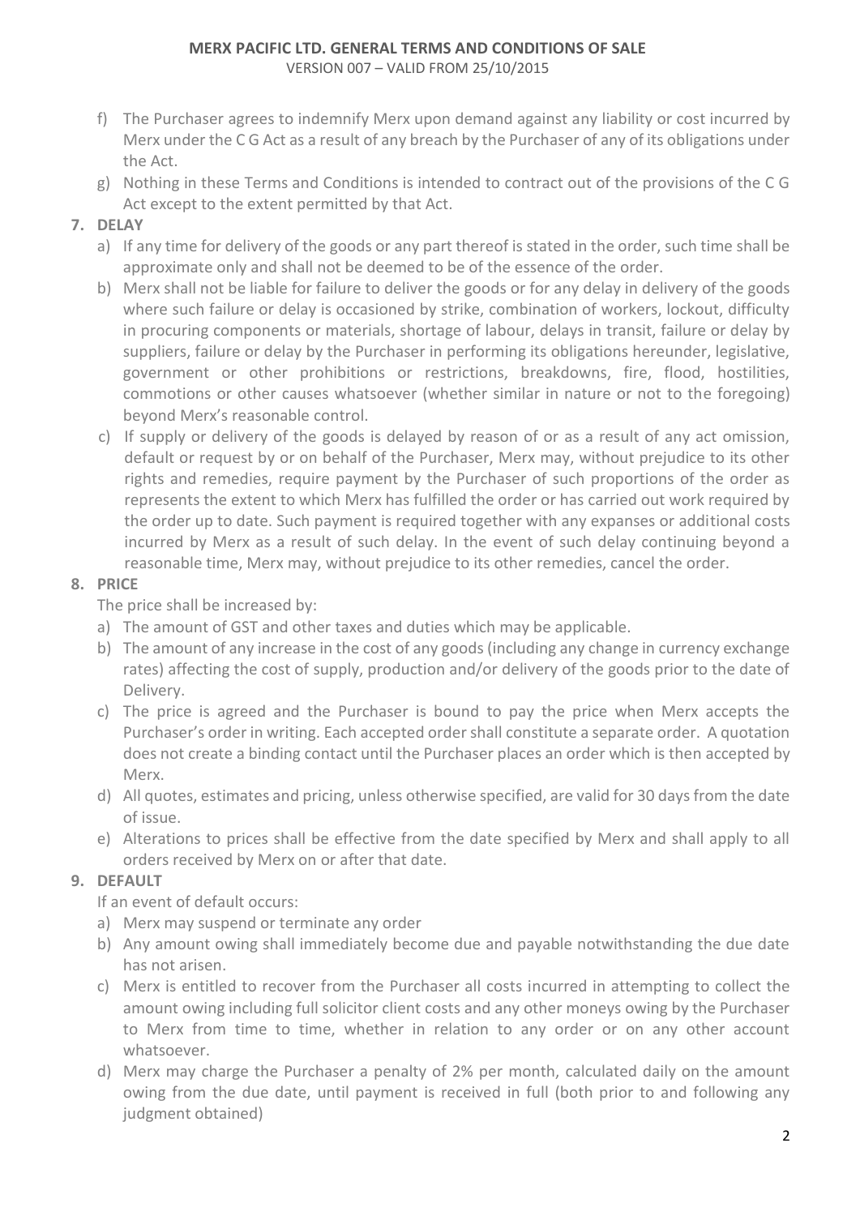f) The Purchaser agrees to indemnify Merx upon demand against any liability or cost incurred by Merx under the C G Act as a result of any breach by the Purchaser of any of its obligations under the Act.

g) Nothing in these Terms and Conditions is intended to contract out of the provisions of the C G Act except to the extent permitted by that Act.

**7. DELAY**

a) If any time for delivery of the goods or any part thereof is stated in the order, such time shall be approximate only and shall not be deemed to be of the essence of the order.

b) Merx shall not be liable for failure to deliver the goods or for any delay in delivery of the goods where such failure or delay is occasioned by strike, combination of workers, lockout, difficulty in procuring components or materials, shortage of labour, delays in transit, failure or delay by suppliers, failure or delay by the Purchaser in performing its obligations hereunder, legislative, government or other prohibitions or restrictions, breakdowns, fire, flood, hostilities, commotions or other causes whatsoever (whether similar in nature or not to the foregoing) beyond Merx's reasonable control.

c) If supply or delivery of the goods is delayed by reason of or as a result of any act omission, default or request by or on behalf of the Purchaser, Merx may, without prejudice to its other rights and remedies, require payment by the Purchaser of such proportions of the order as represents the extent to which Merx has fulfilled the order or has carried out work required by the order up to date. Such payment is required together with any expanses or additional costs incurred by Merx as a result of such delay. In the event of such delay continuing beyond a reasonable time, Merx may, without prejudice to its other remedies, cancel the order.

**8. PRICE**

The price shall be increased by:

a) The amount of GST and other taxes and duties which may be applicable.

b) The amount of any increase in the cost of any goods (including any change in currency exchange rates) affecting the cost of supply, production and/or delivery of the goods prior to the date of Delivery.

c) The price is agreed and the Purchaser is bound to pay the price when Merx accepts the Purchaser's order in writing. Each accepted order shall constitute a separate order. A quotation does not create a binding contact until the Purchaser places an order which is then accepted by Merx.

d) All quotes, estimates and pricing, unless otherwise specified, are valid for 30 days from the date of issue.

e) Alterations to prices shall be effective from the date specified by Merx and shall apply to all orders received by Merx on or after that date.

**9. DEFAULT**

If an event of default occurs:

a) Merx may suspend or terminate any order

b) Any amount owing shall immediately become due and payable notwithstanding the due date has not arisen.

c) Merx is entitled to recover from the Purchaser all costs incurred in attempting to collect the amount owing including full solicitor client costs and any other moneys owing by the Purchaser to Merx from time to time, whether in relation to any order or on any other account whatsoever.

d) Merx may charge the Purchaser a penalty of 2% per month, calculated daily on the amount owing from the due date, until payment is received in full (both prior to and following any judgment obtained)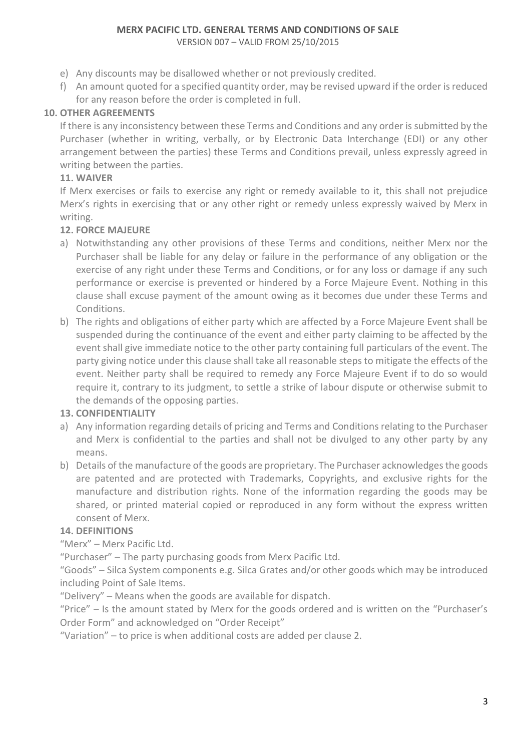e) Any discounts may be disallowed whether or not previously credited.

f) An amount quoted for a specified quantity order, may be revised upward if the order is reduced for any reason before the order is completed in full.

## 10. OTHER AGREEMENTS

If there is any inconsistency between these Terms and Conditions and any order is submitted by the Purchaser (whether in writing, verbally, or by Electronic Data Interchange (EDI) or any other arrangement between the parties) these Terms and Conditions prevail, unless expressly agreed in writing between the parties.

## 11. WAIVER

If Merx exercises or fails to exercise any right or remedy available to it, this shall not prejudice Merx's rights in exercising that or any other right or remedy unless expressly waived by Merx in writing.

## 12. FORCE MAJEURE

a) Notwithstanding any other provisions of these Terms and conditions, neither Merx nor the Purchaser shall be liable for any delay or failure in the performance of any obligation or the exercise of any right under these Terms and Conditions, or for any loss or damage if any such performance or exercise is prevented or hindered by a Force Majeure Event. Nothing in this clause shall excuse payment of the amount owing as it becomes due under these Terms and Conditions.

b) The rights and obligations of either party which are affected by a Force Majeure Event shall be suspended during the continuance of the event and either party claiming to be affected by the event shall give immediate notice to the other party containing full particulars of the event. The party giving notice under this clause shall take all reasonable steps to mitigate the effects of the event. Neither party shall be required to remedy any Force Majeure Event if to do so would require it, contrary to its judgment, to settle a strike of labour dispute or otherwise submit to the demands of the opposing parties.

## 13. CONFIDENTIALITY

a) Any information regarding details of pricing and Terms and Conditions relating to the Purchaser and Merx is confidential to the parties and shall not be divulged to any other party by any means.

b) Details of the manufacture of the goods are proprietary. The Purchaser acknowledges the goods are patented and are protected with Trademarks, Copyrights, and exclusive rights for the manufacture and distribution rights. None of the information regarding the goods may be shared, or printed material copied or reproduced in any form without the express written consent of Merx.

## 14. DEFINITIONS

"Merx" – Merx Pacific Ltd.

"Purchaser" – The party purchasing goods from Merx Pacific Ltd.

"Goods" – Silca System components e.g. Silca Grates and/or other goods which may be introduced including Point of Sale Items.

"Delivery" – Means when the goods are available for dispatch.

"Price" – Is the amount stated by Merx for the goods ordered and is written on the "Purchaser's Order Form" and acknowledged on "Order Receipt"

"Variation" – to price is when additional costs are added per clause 2.